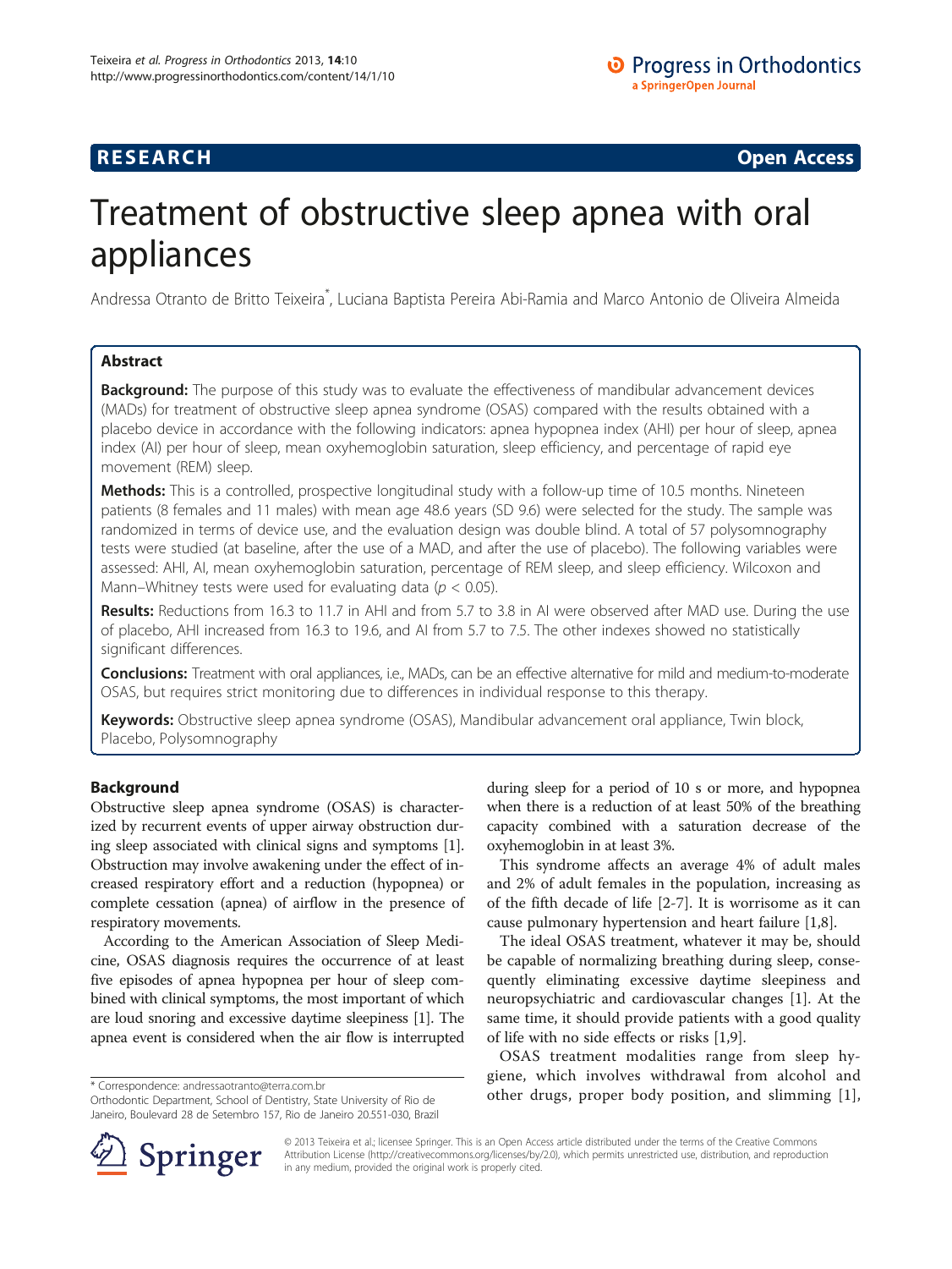RESEARCH Open Access

# Treatment of obstructive sleep apnea with oral appliances

Andressa Otranto de Britto Teixeira*, Luciana Baptista Pereira Abi-Ramia and Marco Antonio de Oliveira Almeida

## Abstract

**Background:** The purpose of this study was to evaluate the effectiveness of mandibular advancement devices (MADs) for treatment of obstructive sleep apnea syndrome (OSAS) compared with the results obtained with a placebo device in accordance with the following indicators: apnea hypopnea index (AHI) per hour of sleep, apnea index (AI) per hour of sleep, mean oxyhemoglobin saturation, sleep efficiency, and percentage of rapid eye movement (REM) sleep.

**Methods:** This is a controlled, prospective longitudinal study with a follow-up time of 10.5 months. Nineteen patients (8 females and 11 males) with mean age 48.6 years (SD 9.6) were selected for the study. The sample was randomized in terms of device use, and the evaluation design was double blind. A total of 57 polysomnography tests were studied (at baseline, after the use of a MAD, and after the use of placebo). The following variables were assessed: AHI, AI, mean oxyhemoglobin saturation, percentage of REM sleep, and sleep efficiency. Wilcoxon and Mann–Whitney tests were used for evaluating data ($p < 0.05$).

**Results:** Reductions from 16.3 to 11.7 in AHI and from 5.7 to 3.8 in AI were observed after MAD use. During the use of placebo, AHI increased from 16.3 to 19.6, and AI from 5.7 to 7.5. The other indexes showed no statistically significant differences.

**Conclusions:** Treatment with oral appliances, i.e., MADs, can be an effective alternative for mild and medium-to-moderate OSAS, but requires strict monitoring due to differences in individual response to this therapy.

**Keywords:** Obstructive sleep apnea syndrome (OSAS), Mandibular advancement oral appliance, Twin block, Placebo, Polysomnography

## Background

Obstructive sleep apnea syndrome (OSAS) is characterized by recurrent events of upper airway obstruction during sleep associated with clinical signs and symptoms [1]. Obstruction may involve awakening under the effect of increased respiratory effort and a reduction (hypopnea) or complete cessation (apnea) of airflow in the presence of respiratory movements.

According to the American Association of Sleep Medicine, OSAS diagnosis requires the occurrence of at least five episodes of apnea hypopnea per hour of sleep combined with clinical symptoms, the most important of which are loud snoring and excessive daytime sleepiness [1]. The apnea event is considered when the air flow is interrupted during sleep for a period of 10 s or more, and hypopnea when there is a reduction of at least 50% of the breathing capacity combined with a saturation decrease of the oxyhemoglobin in at least 3%.

This syndrome affects an average 4% of adult males and 2% of adult females in the population, increasing as of the fifth decade of life [2-7]. It is worrisome as it can cause pulmonary hypertension and heart failure [1,8].

The ideal OSAS treatment, whatever it may be, should be capable of normalizing breathing during sleep, consequently eliminating excessive daytime sleepiness and neuropsychiatric and cardiovascular changes [1]. At the same time, it should provide patients with a good quality of life with no side effects or risks [1,9].

OSAS treatment modalities range from sleep hygiene, which involves withdrawal from alcohol and other drugs, proper body position, and slimming [1],

* Correspondence: andressaotranto@terra.com.br
Orthodontic Department, School of Dentistry, State University of Rio de Janeiro, Boulevard 28 de Setembro 157, Rio de Janeiro 20.551-030, Brazil

© 2013 Teixeira et al.; licensee Springer. This is an Open Access article distributed under the terms of the Creative Commons Attribution License (http://creativecommons.org/licenses/by/2.0), which permits unrestricted use, distribution, and reproduction in any medium, provided the original work is properly cited.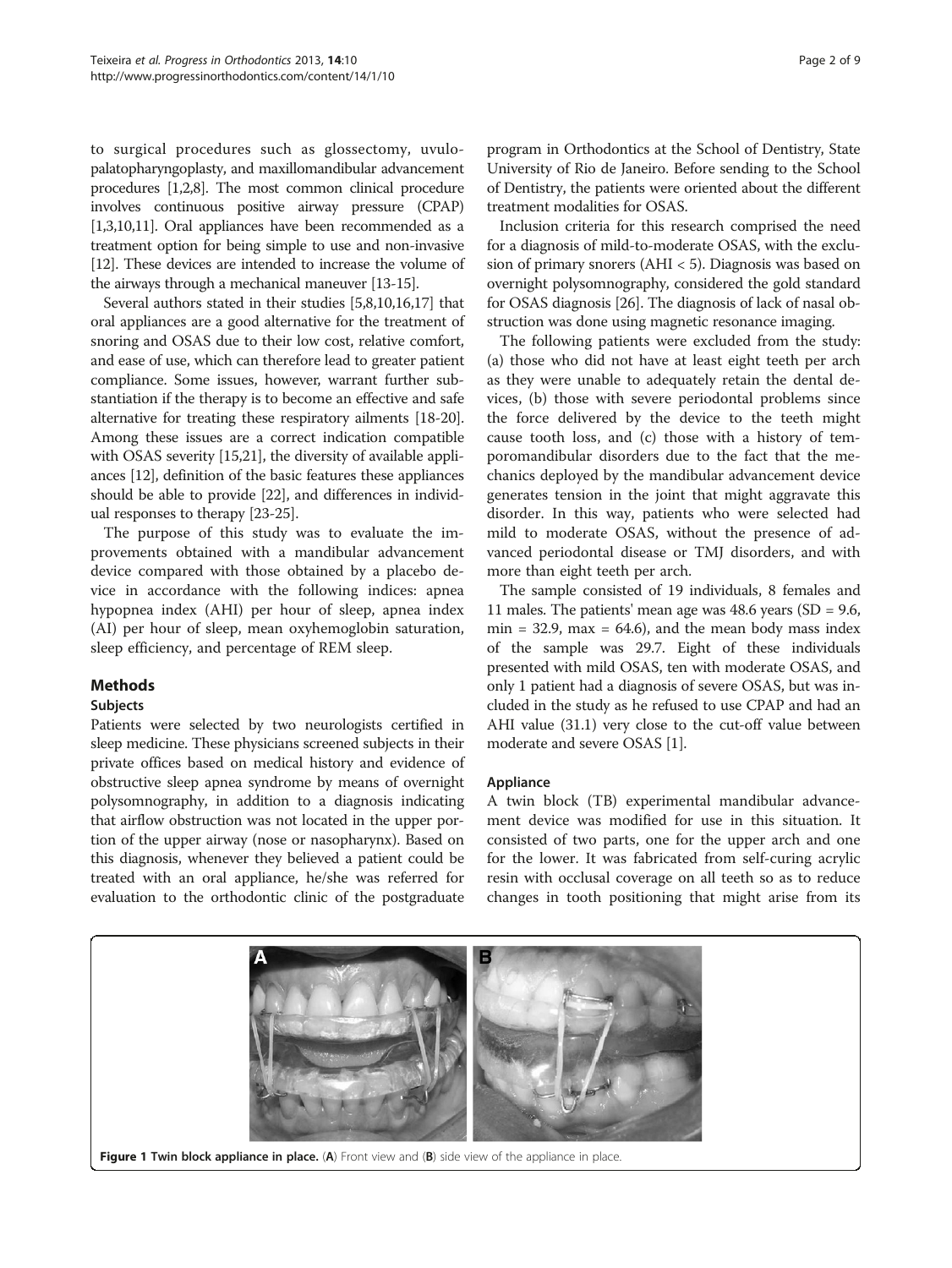to surgical procedures such as glossectomy, uvulopalatopharyngoplasty, and maxillomandibular advancement procedures [1,2,8]. The most common clinical procedure involves continuous positive airway pressure (CPAP) [1,3,10,11]. Oral appliances have been recommended as a treatment option for being simple to use and non-invasive [12]. These devices are intended to increase the volume of the airways through a mechanical maneuver [13-15].

Several authors stated in their studies [5,8,10,16,17] that oral appliances are a good alternative for the treatment of snoring and OSAS due to their low cost, relative comfort, and ease of use, which can therefore lead to greater patient compliance. Some issues, however, warrant further substantiation if the therapy is to become an effective and safe alternative for treating these respiratory ailments [18-20]. Among these issues are a correct indication compatible with OSAS severity [15,21], the diversity of available appliances [12], definition of the basic features these appliances should be able to provide [22], and differences in individual responses to therapy [23-25].

The purpose of this study was to evaluate the improvements obtained with a mandibular advancement device compared with those obtained by a placebo device in accordance with the following indices: apnea hypopnea index (AHI) per hour of sleep, apnea index (AI) per hour of sleep, mean oxyhemoglobin saturation, sleep efficiency, and percentage of REM sleep.

## Methods

### Subjects

Patients were selected by two neurologists certified in sleep medicine. These physicians screened subjects in their private offices based on medical history and evidence of obstructive sleep apnea syndrome by means of overnight polysomnography, in addition to a diagnosis indicating that airflow obstruction was not located in the upper portion of the upper airway (nose or nasopharynx). Based on this diagnosis, whenever they believed a patient could be treated with an oral appliance, he/she was referred for evaluation to the orthodontic clinic of the postgraduate program in Orthodontics at the School of Dentistry, State University of Rio de Janeiro. Before sending to the School of Dentistry, the patients were oriented about the different treatment modalities for OSAS.

Inclusion criteria for this research comprised the need for a diagnosis of mild-to-moderate OSAS, with the exclusion of primary snorers (AHI < 5). Diagnosis was based on overnight polysomnography, considered the gold standard for OSAS diagnosis [26]. The diagnosis of lack of nasal obstruction was done using magnetic resonance imaging.

The following patients were excluded from the study: (a) those who did not have at least eight teeth per arch as they were unable to adequately retain the dental devices, (b) those with severe periodontal problems since the force delivered by the device to the teeth might cause tooth loss, and (c) those with a history of temporomandibular disorders due to the fact that the mechanics deployed by the mandibular advancement device generates tension in the joint that might aggravate this disorder. In this way, patients who were selected had mild to moderate OSAS, without the presence of advanced periodontal disease or TMJ disorders, and with more than eight teeth per arch.

The sample consisted of 19 individuals, 8 females and 11 males. The patients' mean age was 48.6 years (SD = 9.6, min = 32.9, max = 64.6), and the mean body mass index of the sample was 29.7. Eight of these individuals presented with mild OSAS, ten with moderate OSAS, and only 1 patient had a diagnosis of severe OSAS, but was included in the study as he refused to use CPAP and had an AHI value (31.1) very close to the cut-off value between moderate and severe OSAS [1].

### Appliance

A twin block (TB) experimental mandibular advancement device was modified for use in this situation. It consisted of two parts, one for the upper arch and one for the lower. It was fabricated from self-curing acrylic resin with occlusal coverage on all teeth so as to reduce changes in tooth positioning that might arise from its

**Figure 1 Twin block appliance in place.** (**A**) Front view and (**B**) side view of the appliance in place.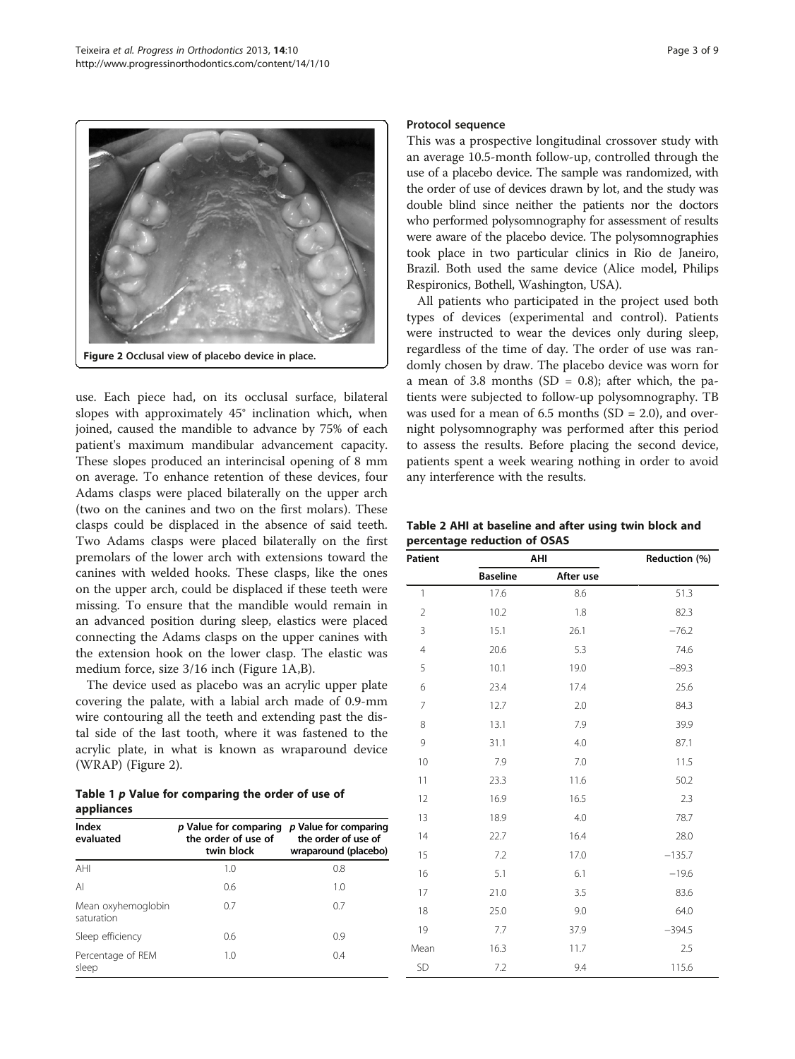Figure 2 Occlusal view of placebo device in place.

use. Each piece had, on its occlusal surface, bilateral slopes with approximately 45° inclination which, when joined, caused the mandible to advance by 75% of each patient's maximum mandibular advancement capacity. These slopes produced an interincisal opening of 8 mm on average. To enhance retention of these devices, four Adams clasps were placed bilaterally on the upper arch (two on the canines and two on the first molars). These clasps could be displaced in the absence of said teeth. Two Adams clasps were placed bilaterally on the first premolars of the lower arch with extensions toward the canines with welded hooks. These clasps, like the ones on the upper arch, could be displaced if these teeth were missing. To ensure that the mandible would remain in an advanced position during sleep, elastics were placed connecting the Adams clasps on the upper canines with the extension hook on the lower clasp. The elastic was medium force, size 3/16 inch (Figure 1A,B).

The device used as placebo was an acrylic upper plate covering the palate, with a labial arch made of 0.9-mm wire contouring all the teeth and extending past the distal side of the last tooth, where it was fastened to the acrylic plate, in what is known as wraparound device (WRAP) (Figure 2).

**Table 1** ***p*** **Value for comparing the order of use of appliances**

| Index evaluated | *p* Value for comparing the order of use of twin block | *p* Value for comparing the order of use of wraparound (placebo) |
|---|---|---|
| AHI | 1.0 | 0.8 |
| AI | 0.6 | 1.0 |
| Mean oxyhemoglobin saturation | 0.7 | 0.7 |
| Sleep efficiency | 0.6 | 0.9 |
| Percentage of REM sleep | 1.0 | 0.4 |

### Protocol sequence

This was a prospective longitudinal crossover study with an average 10.5-month follow-up, controlled through the use of a placebo device. The sample was randomized, with the order of use of devices drawn by lot, and the study was double blind since neither the patients nor the doctors who performed polysomnography for assessment of results were aware of the placebo device. The polysomnographies took place in two particular clinics in Rio de Janeiro, Brazil. Both used the same device (Alice model, Philips Respironics, Bothell, Washington, USA).

All patients who participated in the project used both types of devices (experimental and control). Patients were instructed to wear the devices only during sleep, regardless of the time of day. The order of use was randomly chosen by draw. The placebo device was worn for a mean of 3.8 months (SD = 0.8); after which, the patients were subjected to follow-up polysomnography. TB was used for a mean of 6.5 months (SD = 2.0), and overnight polysomnography was performed after this period to assess the results. Before placing the second device, patients spent a week wearing nothing in order to avoid any interference with the results.

**Table 2 AHI at baseline and after using twin block and percentage reduction of OSAS**

| Patient | AHI | | Reduction (%) |
|---|---|---|---|
| | Baseline | After use | |
| 1 | 17.6 | 8.6 | 51.3 |
| 2 | 10.2 | 1.8 | 82.3 |
| 3 | 15.1 | 26.1 | −76.2 |
| 4 | 20.6 | 5.3 | 74.6 |
| 5 | 10.1 | 19.0 | −89.3 |
| 6 | 23.4 | 17.4 | 25.6 |
| 7 | 12.7 | 2.0 | 84.3 |
| 8 | 13.1 | 7.9 | 39.9 |
| 9 | 31.1 | 4.0 | 87.1 |
| 10 | 7.9 | 7.0 | 11.5 |
| 11 | 23.3 | 11.6 | 50.2 |
| 12 | 16.9 | 16.5 | 2.3 |
| 13 | 18.9 | 4.0 | 78.7 |
| 14 | 22.7 | 16.4 | 28.0 |
| 15 | 7.2 | 17.0 | −135.7 |
| 16 | 5.1 | 6.1 | −19.6 |
| 17 | 21.0 | 3.5 | 83.6 |
| 18 | 25.0 | 9.0 | 64.0 |
| 19 | 7.7 | 37.9 | −394.5 |
| Mean | 16.3 | 11.7 | 2.5 |
| SD | 7.2 | 9.4 | 115.6 |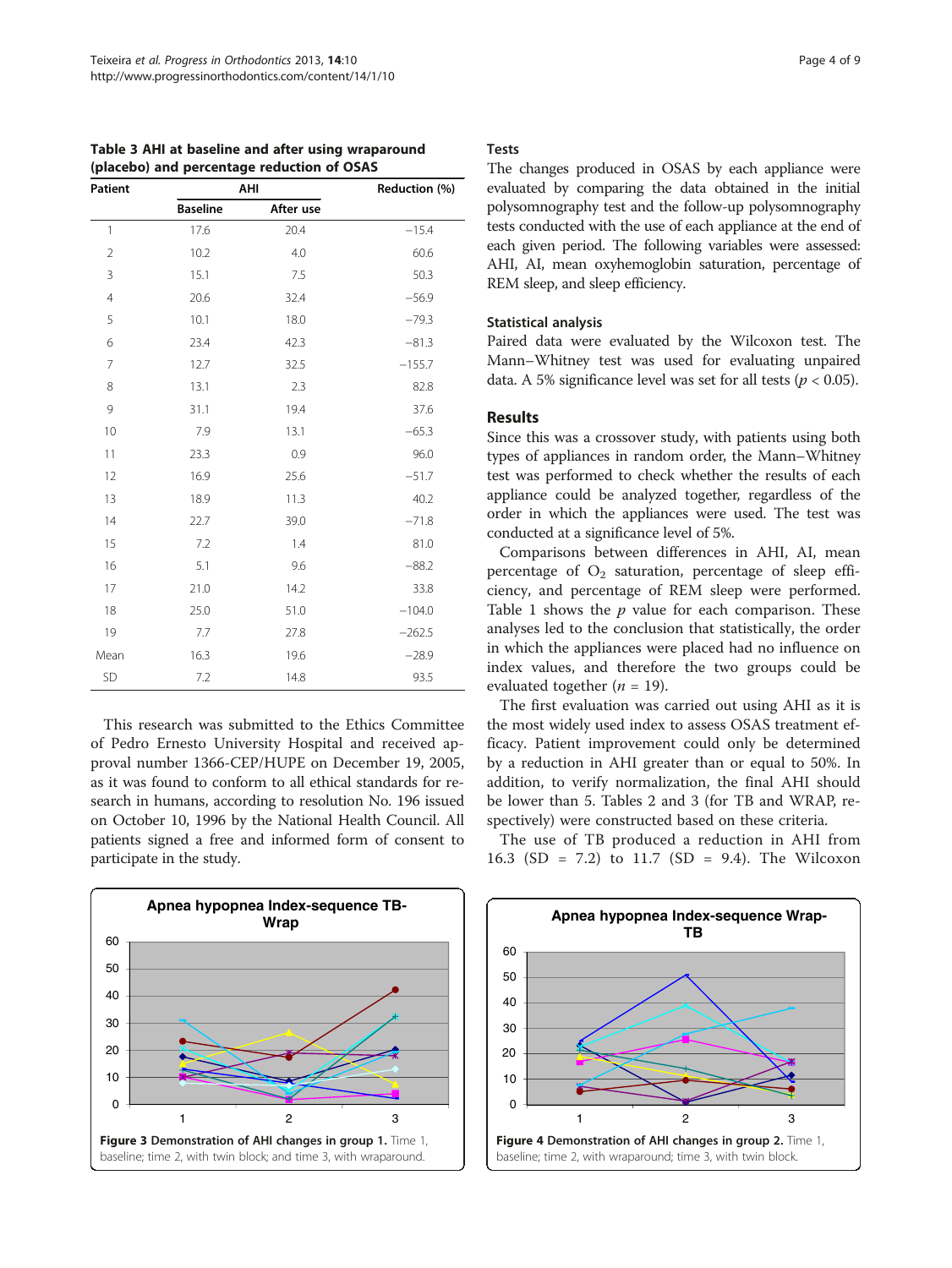**Table 3 AHI at baseline and after using wraparound (placebo) and percentage reduction of OSAS**

| Patient | AHI | | Reduction (%) |
|---|---|---|---|
| | Baseline | After use | |
| 1 | 17.6 | 20.4 | −15.4 |
| 2 | 10.2 | 4.0 | 60.6 |
| 3 | 15.1 | 7.5 | 50.3 |
| 4 | 20.6 | 32.4 | −56.9 |
| 5 | 10.1 | 18.0 | −79.3 |
| 6 | 23.4 | 42.3 | −81.3 |
| 7 | 12.7 | 32.5 | −155.7 |
| 8 | 13.1 | 2.3 | 82.8 |
| 9 | 31.1 | 19.4 | 37.6 |
| 10 | 7.9 | 13.1 | −65.3 |
| 11 | 23.3 | 0.9 | 96.0 |
| 12 | 16.9 | 25.6 | −51.7 |
| 13 | 18.9 | 11.3 | 40.2 |
| 14 | 22.7 | 39.0 | −71.8 |
| 15 | 7.2 | 1.4 | 81.0 |
| 16 | 5.1 | 9.6 | −88.2 |
| 17 | 21.0 | 14.2 | 33.8 |
| 18 | 25.0 | 51.0 | −104.0 |
| 19 | 7.7 | 27.8 | −262.5 |
| Mean | 16.3 | 19.6 | −28.9 |
| SD | 7.2 | 14.8 | 93.5 |

This research was submitted to the Ethics Committee of Pedro Ernesto University Hospital and received approval number 1366-CEP/HUPE on December 19, 2005, as it was found to conform to all ethical standards for research in humans, according to resolution No. 196 issued on October 10, 1996 by the National Health Council. All patients signed a free and informed form of consent to participate in the study.

Figure 3 Demonstration of AHI changes in group 1. Time 1, baseline; time 2, with twin block; and time 3, with wraparound.

### Tests

The changes produced in OSAS by each appliance were evaluated by comparing the data obtained in the initial polysomnography test and the follow-up polysomnography tests conducted with the use of each appliance at the end of each given period. The following variables were assessed: AHI, AI, mean oxyhemoglobin saturation, percentage of REM sleep, and sleep efficiency.

### Statistical analysis

Paired data were evaluated by the Wilcoxon test. The Mann–Whitney test was used for evaluating unpaired data. A 5% significance level was set for all tests ($p < 0.05$).

## Results

Since this was a crossover study, with patients using both types of appliances in random order, the Mann–Whitney test was performed to check whether the results of each appliance could be analyzed together, regardless of the order in which the appliances were used. The test was conducted at a significance level of 5%.

Comparisons between differences in AHI, AI, mean percentage of $O_2$ saturation, percentage of sleep efficiency, and percentage of REM sleep were performed. Table 1 shows the *p* value for each comparison. These analyses led to the conclusion that statistically, the order in which the appliances were placed had no influence on index values, and therefore the two groups could be evaluated together ($n = 19$).

The first evaluation was carried out using AHI as it is the most widely used index to assess OSAS treatment efficacy. Patient improvement could only be determined by a reduction in AHI greater than or equal to 50%. In addition, to verify normalization, the final AHI should be lower than 5. Tables 2 and 3 (for TB and WRAP, respectively) were constructed based on these criteria.

The use of TB produced a reduction in AHI from 16.3 (SD = 7.2) to 11.7 (SD = 9.4). The Wilcoxon

Figure 4 Demonstration of AHI changes in group 2. Time 1, baseline; time 2, with wraparound; time 3, with twin block.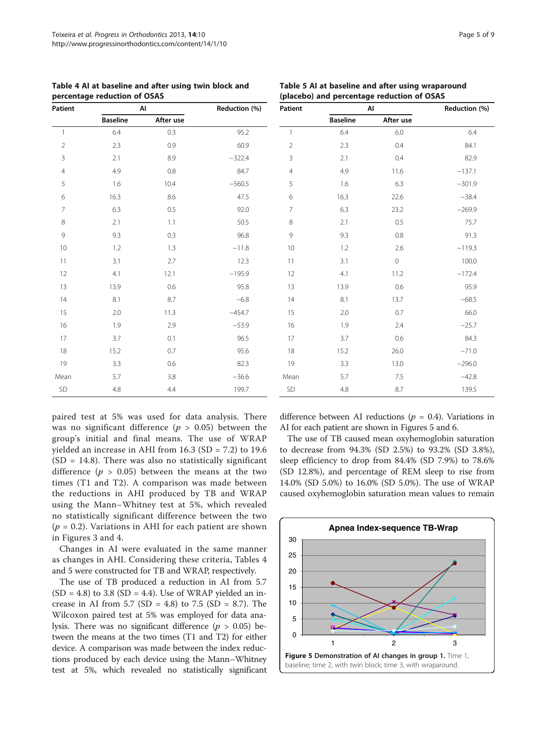**Table 4 AI at baseline and after using twin block and percentage reduction of OSAS**

| Patient | AI | | Reduction (%) |
|---|---|---|---|
| | Baseline | After use | |
| 1 | 6.4 | 0.3 | 95.2 |
| 2 | 2.3 | 0.9 | 60.9 |
| 3 | 2.1 | 8.9 | −322.4 |
| 4 | 4.9 | 0.8 | 84.7 |
| 5 | 1.6 | 10.4 | −560.5 |
| 6 | 16.3 | 8.6 | 47.5 |
| 7 | 6.3 | 0.5 | 92.0 |
| 8 | 2.1 | 1.1 | 50.5 |
| 9 | 9.3 | 0.3 | 96.8 |
| 10 | 1.2 | 1.3 | −11.8 |
| 11 | 3.1 | 2.7 | 12.3 |
| 12 | 4.1 | 12.1 | −195.9 |
| 13 | 13.9 | 0.6 | 95.8 |
| 14 | 8.1 | 8.7 | −6.8 |
| 15 | 2.0 | 11.3 | −454.7 |
| 16 | 1.9 | 2.9 | −53.9 |
| 17 | 3.7 | 0.1 | 96.5 |
| 18 | 15.2 | 0.7 | 95.6 |
| 19 | 3.3 | 0.6 | 82.3 |
| Mean | 5.7 | 3.8 | −36.6 |
| SD | 4.8 | 4.4 | 199.7 |

**Table 5 AI at baseline and after using wraparound (placebo) and percentage reduction of OSAS**

| Patient | AI | | Reduction (%) |
|---|---|---|---|
| | Baseline | After use | |
| 1 | 6.4 | 6.0 | 6.4 |
| 2 | 2.3 | 0.4 | 84.1 |
| 3 | 2.1 | 0.4 | 82.9 |
| 4 | 4.9 | 11.6 | −137.1 |
| 5 | 1.6 | 6.3 | −301.9 |
| 6 | 16.3 | 22.6 | −38.4 |
| 7 | 6.3 | 23.2 | −269.9 |
| 8 | 2.1 | 0.5 | 75.7 |
| 9 | 9.3 | 0.8 | 91.3 |
| 10 | 1.2 | 2.6 | −119.3 |
| 11 | 3.1 | 0 | 100.0 |
| 12 | 4.1 | 11.2 | −172.4 |
| 13 | 13.9 | 0.6 | 95.9 |
| 14 | 8.1 | 13.7 | −68.5 |
| 15 | 2.0 | 0.7 | 66.0 |
| 16 | 1.9 | 2.4 | −25.7 |
| 17 | 3.7 | 0.6 | 84.3 |
| 18 | 15.2 | 26.0 | −71.0 |
| 19 | 3.3 | 13.0 | −296.0 |
| Mean | 5.7 | 7.5 | −42.8 |
| SD | 4.8 | 8.7 | 139.5 |

paired test at 5% was used for data analysis. There was no significant difference ($p > 0.05$) between the group's initial and final means. The use of WRAP yielded an increase in AHI from 16.3 (SD = 7.2) to 19.6 (SD = 14.8). There was also no statistically significant difference ($p > 0.05$) between the means at the two times (T1 and T2). A comparison was made between the reductions in AHI produced by TB and WRAP using the Mann–Whitney test at 5%, which revealed no statistically significant difference between the two ($p = 0.2$). Variations in AHI for each patient are shown in Figures 3 and 4.

Changes in AI were evaluated in the same manner as changes in AHI. Considering these criteria, Tables 4 and 5 were constructed for TB and WRAP, respectively.

The use of TB produced a reduction in AI from 5.7 (SD = 4.8) to 3.8 (SD = 4.4). Use of WRAP yielded an increase in AI from 5.7 (SD = 4.8) to 7.5 (SD = 8.7). The Wilcoxon paired test at 5% was employed for data analysis. There was no significant difference ($p > 0.05$) between the means at the two times (T1 and T2) for either device. A comparison was made between the index reductions produced by each device using the Mann–Whitney test at 5%, which revealed no statistically significant difference between AI reductions ($p = 0.4$). Variations in AI for each patient are shown in Figures 5 and 6.

The use of TB caused mean oxyhemoglobin saturation to decrease from 94.3% (SD 2.5%) to 93.2% (SD 3.8%), sleep efficiency to drop from 84.4% (SD 7.9%) to 78.6% (SD 12.8%), and percentage of REM sleep to rise from 14.0% (SD 5.0%) to 16.0% (SD 5.0%). The use of WRAP caused oxyhemoglobin saturation mean values to remain

**Figure 5 Demonstration of AI changes in group 1.** Time 1, baseline; time 2, with twin block; time 3, with wraparound.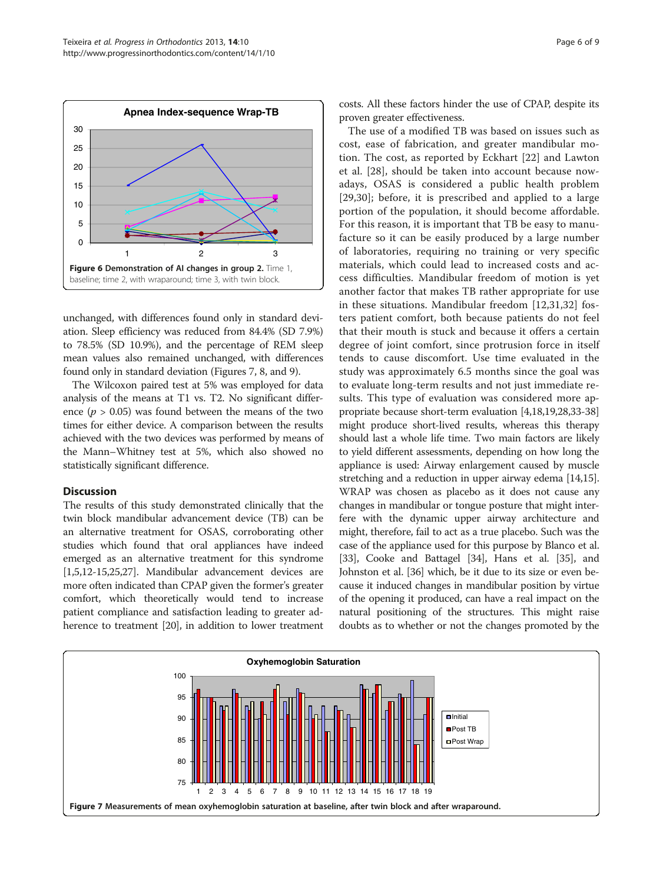Figure 6 Demonstration of AI changes in group 2. Time 1, baseline; time 2, with wraparound; time 3, with twin block.

unchanged, with differences found only in standard deviation. Sleep efficiency was reduced from 84.4% (SD 7.9%) to 78.5% (SD 10.9%), and the percentage of REM sleep mean values also remained unchanged, with differences found only in standard deviation (Figures 7, 8, and 9).

The Wilcoxon paired test at 5% was employed for data analysis of the means at T1 vs. T2. No significant difference ($p > 0.05$) was found between the means of the two times for either device. A comparison between the results achieved with the two devices was performed by means of the Mann–Whitney test at 5%, which also showed no statistically significant difference.

## Discussion

The results of this study demonstrated clinically that the twin block mandibular advancement device (TB) can be an alternative treatment for OSAS, corroborating other studies which found that oral appliances have indeed emerged as an alternative treatment for this syndrome [1,5,12-15,25,27]. Mandibular advancement devices are more often indicated than CPAP given the former's greater comfort, which theoretically would tend to increase patient compliance and satisfaction leading to greater adherence to treatment [20], in addition to lower treatment costs. All these factors hinder the use of CPAP, despite its proven greater effectiveness.

The use of a modified TB was based on issues such as cost, ease of fabrication, and greater mandibular motion. The cost, as reported by Eckhart [22] and Lawton et al. [28], should be taken into account because nowadays, OSAS is considered a public health problem [29,30]; before, it is prescribed and applied to a large portion of the population, it should become affordable. For this reason, it is important that TB be easy to manufacture so it can be easily produced by a large number of laboratories, requiring no training or very specific materials, which could lead to increased costs and access difficulties. Mandibular freedom of motion is yet another factor that makes TB rather appropriate for use in these situations. Mandibular freedom [12,31,32] fosters patient comfort, both because patients do not feel that their mouth is stuck and because it offers a certain degree of joint comfort, since protrusion force in itself tends to cause discomfort. Use time evaluated in the study was approximately 6.5 months since the goal was to evaluate long-term results and not just immediate results. This type of evaluation was considered more appropriate because short-term evaluation [4,18,19,28,33-38] might produce short-lived results, whereas this therapy should last a whole life time. Two main factors are likely to yield different assessments, depending on how long the appliance is used: Airway enlargement caused by muscle stretching and a reduction in upper airway edema [14,15]. WRAP was chosen as placebo as it does not cause any changes in mandibular or tongue posture that might interfere with the dynamic upper airway architecture and might, therefore, fail to act as a true placebo. Such was the case of the appliance used for this purpose by Blanco et al. [33], Cooke and Battagel [34], Hans et al. [35], and Johnston et al. [36] which, be it due to its size or even because it induced changes in mandibular position by virtue of the opening it produced, can have a real impact on the natural positioning of the structures. This might raise doubts as to whether or not the changes promoted by the

Figure 7 Measurements of mean oxyhemoglobin saturation at baseline, after twin block and after wraparound.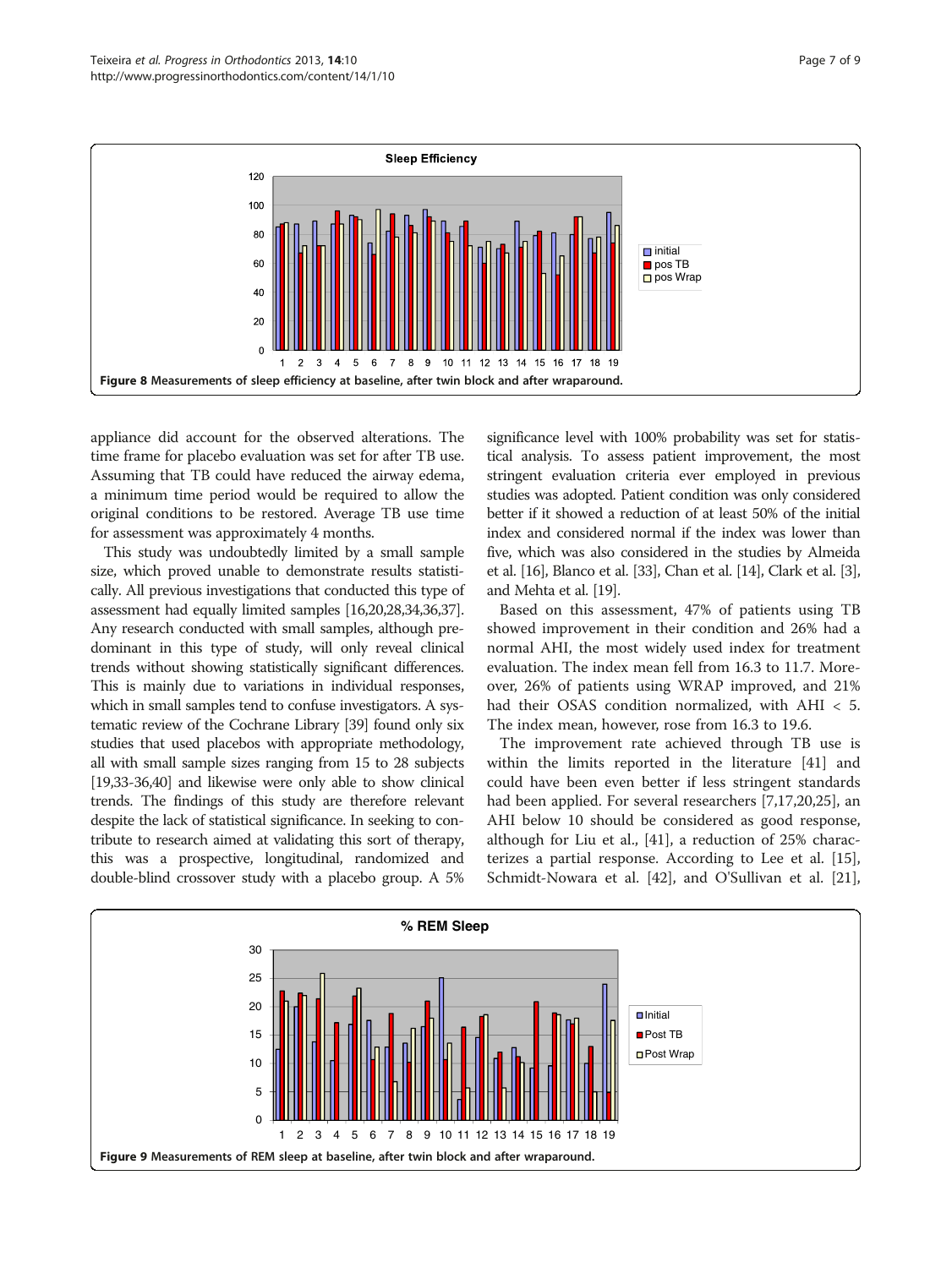Figure 8 Measurements of sleep efficiency at baseline, after twin block and after wraparound.

appliance did account for the observed alterations. The time frame for placebo evaluation was set for after TB use. Assuming that TB could have reduced the airway edema, a minimum time period would be required to allow the original conditions to be restored. Average TB use time for assessment was approximately 4 months.

This study was undoubtedly limited by a small sample size, which proved unable to demonstrate results statistically. All previous investigations that conducted this type of assessment had equally limited samples [16,20,28,34,36,37]. Any research conducted with small samples, although predominant in this type of study, will only reveal clinical trends without showing statistically significant differences. This is mainly due to variations in individual responses, which in small samples tend to confuse investigators. A systematic review of the Cochrane Library [39] found only six studies that used placebos with appropriate methodology, all with small sample sizes ranging from 15 to 28 subjects [19,33-36,40] and likewise were only able to show clinical trends. The findings of this study are therefore relevant despite the lack of statistical significance. In seeking to contribute to research aimed at validating this sort of therapy, this was a prospective, longitudinal, randomized and double-blind crossover study with a placebo group. A 5% significance level with 100% probability was set for statistical analysis. To assess patient improvement, the most stringent evaluation criteria ever employed in previous studies was adopted. Patient condition was only considered better if it showed a reduction of at least 50% of the initial index and considered normal if the index was lower than five, which was also considered in the studies by Almeida et al. [16], Blanco et al. [33], Chan et al. [14], Clark et al. [3], and Mehta et al. [19].

Based on this assessment, 47% of patients using TB showed improvement in their condition and 26% had a normal AHI, the most widely used index for treatment evaluation. The index mean fell from 16.3 to 11.7. Moreover, 26% of patients using WRAP improved, and 21% had their OSAS condition normalized, with AHI < 5. The index mean, however, rose from 16.3 to 19.6.

The improvement rate achieved through TB use is within the limits reported in the literature [41] and could have been even better if less stringent standards had been applied. For several researchers [7,17,20,25], an AHI below 10 should be considered as good response, although for Liu et al., [41], a reduction of 25% characterizes a partial response. According to Lee et al. [15], Schmidt-Nowara et al. [42], and O'Sullivan et al. [21],

Figure 9 Measurements of REM sleep at baseline, after twin block and after wraparound.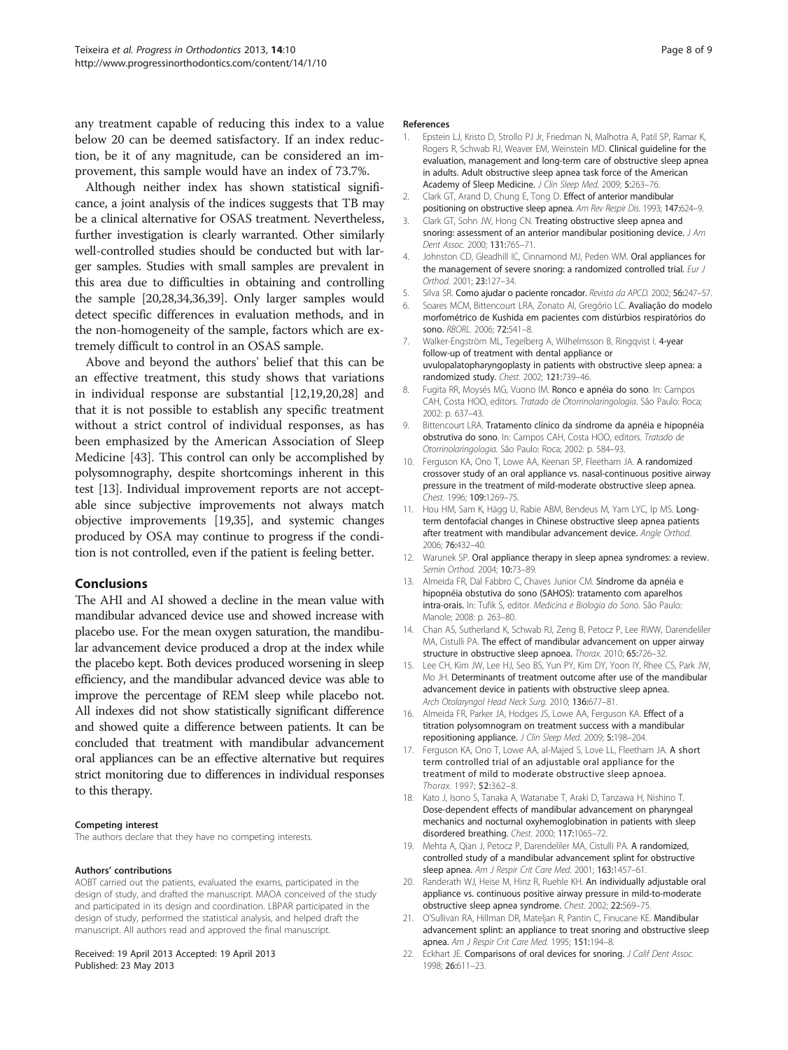any treatment capable of reducing this index to a value below 20 can be deemed satisfactory. If an index reduction, be it of any magnitude, can be considered an improvement, this sample would have an index of 73.7%.

Although neither index has shown statistical significance, a joint analysis of the indices suggests that TB may be a clinical alternative for OSAS treatment. Nevertheless, further investigation is clearly warranted. Other similarly well-controlled studies should be conducted but with larger samples. Studies with small samples are prevalent in this area due to difficulties in obtaining and controlling the sample [20,28,34,36,39]. Only larger samples would detect specific differences in evaluation methods, and in the non-homogeneity of the sample, factors which are extremely difficult to control in an OSAS sample.

Above and beyond the authors' belief that this can be an effective treatment, this study shows that variations in individual response are substantial [12,19,20,28] and that it is not possible to establish any specific treatment without a strict control of individual responses, as has been emphasized by the American Association of Sleep Medicine [43]. This control can only be accomplished by polysomnography, despite shortcomings inherent in this test [13]. Individual improvement reports are not acceptable since subjective improvements not always match objective improvements [19,35], and systemic changes produced by OSA may continue to progress if the condition is not controlled, even if the patient is feeling better.

## Conclusions

The AHI and AI showed a decline in the mean value with mandibular advanced device use and showed increase with placebo use. For the mean oxygen saturation, the mandibular advancement device produced a drop at the index while the placebo kept. Both devices produced worsening in sleep efficiency, and the mandibular advanced device was able to improve the percentage of REM sleep while placebo not. All indexes did not show statistically significant difference and showed quite a difference between patients. It can be concluded that treatment with mandibular advancement oral appliances can be an effective alternative but requires strict monitoring due to differences in individual responses to this therapy.

#### Competing interest

The authors declare that they have no competing interests.

#### Authors' contributions

AOBT carried out the patients, evaluated the exams, participated in the design of study, and drafted the manuscript. MAOA conceived of the study and participated in its design and coordination. LBPAR participated in the design of study, performed the statistical analysis, and helped draft the manuscript. All authors read and approved the final manuscript.

Received: 19 April 2013 Accepted: 19 April 2013
Published: 23 May 2013

#### References

1. Epstein LJ, Kristo D, Strollo PJ Jr, Friedman N, Malhotra A, Patil SP, Ramar K, Rogers R, Schwab RJ, Weaver EM, Weinstein MD. **Clinical guideline for the evaluation, management and long-term care of obstructive sleep apnea in adults. Adult obstructive sleep apnea task force of the American Academy of Sleep Medicine.** *J Clin Sleep Med.* 2009; **5**:263–76.
2. Clark GT, Arand D, Chung E, Tong D. **Effect of anterior mandibular positioning on obstructive sleep apnea.** *Am Rev Respir Dis.* 1993; **147**:624–9.
3. Clark GT, Sohn JW, Hong CN. **Treating obstructive sleep apnea and snoring: assessment of an anterior mandibular positioning device.** *J Am Dent Assoc.* 2000; **131**:765–71.
4. Johnston CD, Gleadhill IC, Cinnamond MJ, Peden WM. **Oral appliances for the management of severe snoring: a randomized controlled trial.** *Eur J Orthod.* 2001; **23**:127–34.
5. Silva SR. **Como ajudar o paciente roncador.** *Revista da APCD.* 2002; **56**:247–57.
6. Soares MCM, Bittencourt LRA, Zonato AI, Gregório LC. **Avaliação do modelo morfométrico de Kushida em pacientes com distúrbios respiratórios do sono.** *RBORL.* 2006; **72**:541–8.
7. Walker-Engström ML, Tegelberg A, Wilhelmsson B, Ringqvist I. **4-year follow-up of treatment with dental appliance or uvulopalatopharyngoplasty in patients with obstructive sleep apnea: a randomized study.** *Chest.* 2002; **121**:739–46.
8. Fugita RR, Moysés MG, Vuono IM. **Ronco e apnéia do sono.** In: Campos CAH, Costa HOO, editors. *Tratado de Otorrinolaringologia*. São Paulo: Roca; 2002: p. 637–43.
9. Bittencourt LRA. **Tratamento clínico da síndrome da apnéia e hipopnéia obstrutiva do sono.** In: Campos CAH, Costa HOO, editors. *Tratado de Otorrinolaringologia*. São Paulo: Roca; 2002: p. 584–93.
10. Ferguson KA, Ono T, Lowe AA, Keenan SP, Fleetham JA. **A randomized crossover study of an oral appliance vs. nasal-continuous positive airway pressure in the treatment of mild-moderate obstructive sleep apnea.** *Chest.* 1996; **109**:1269–75.
11. Hou HM, Sam K, Hägg U, Rabie ABM, Bendeus M, Yam LYC, Ip MS. **Long-term dentofacial changes in Chinese obstructive sleep apnea patients after treatment with mandibular advancement device.** *Angle Orthod.* 2006; **76**:432–40.
12. Warunek SP. **Oral appliance therapy in sleep apnea syndromes: a review.** *Semin Orthod.* 2004; **10**:73–89.
13. Almeida FR, Dal Fabbro C, Chaves Junior CM. **Síndrome da apnéia e hipopnéia obstutiva do sono (SAHOS): tratamento com aparelhos intra-orais.** In: Tufik S, editor. *Medicina e Biologia do Sono*. São Paulo: Manole; 2008: p. 263–80.
14. Chan AS, Sutherland K, Schwab RJ, Zeng B, Petocz P, Lee RWW, Darendeliler MA, Cistulli PA. **The effect of mandibular advancement on upper airway structure in obstructive sleep apnoea.** *Thorax.* 2010; **65**:726–32.
15. Lee CH, Kim JW, Lee HJ, Seo BS, Yun PY, Kim DY, Yoon IY, Rhee CS, Park JW, Mo JH. **Determinants of treatment outcome after use of the mandibular advancement device in patients with obstructive sleep apnea.** *Arch Otolaryngol Head Neck Surg.* 2010; **136**:677–81.
16. Almeida FR, Parker JA, Hodges JS, Lowe AA, Ferguson KA. **Effect of a titration polysomnogram on treatment success with a mandibular repositioning appliance.** *J Clin Sleep Med.* 2009; **5**:198–204.
17. Ferguson KA, Ono T, Lowe AA, al-Majed S, Love LL, Fleetham JA. **A short term controlled trial of an adjustable oral appliance for the treatment of mild to moderate obstructive sleep apnoea.** *Thorax.* 1997; **52**:362–8.
18. Kato J, Isono S, Tanaka A, Watanabe T, Araki D, Tanzawa H, Nishino T. **Dose-dependent effects of mandibular advancement on pharyngeal mechanics and nocturnal oxyhemoglobination in patients with sleep disordered breathing.** *Chest.* 2000; **117**:1065–72.
19. Mehta A, Qian J, Petocz P, Darendeliler MA, Cistulli PA. **A randomized, controlled study of a mandibular advancement splint for obstructive sleep apnea.** *Am J Respir Crit Care Med.* 2001; **163**:1457–61.
20. Randerath WJ, Heise M, Hinz R, Ruehle KH. **An individually adjustable oral appliance vs. continuous positive airway pressure in mild-to-moderate obstructive sleep apnea syndrome.** *Chest.* 2002; **22**:569–75.
21. O'Sullivan RA, Hillman DR, Mateljan R, Pantin C, Finucane KE. **Mandibular advancement splint: an appliance to treat snoring and obstructive sleep apnea.** *Am J Respir Crit Care Med.* 1995; **151**:194–8.
22. Eckhart JE. **Comparisons of oral devices for snoring.** *J Calif Dent Assoc.* 1998; **26**:611–23.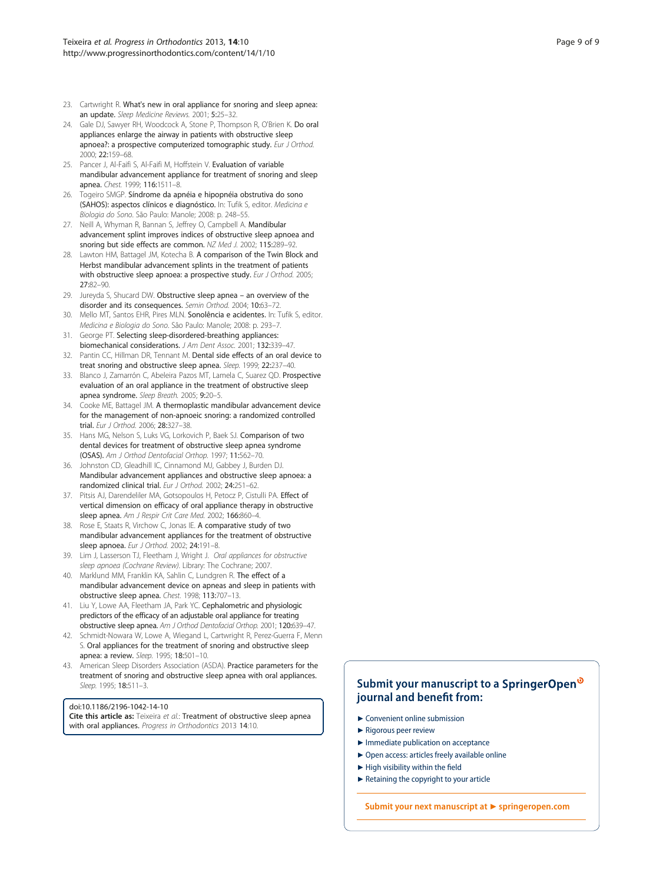23. Cartwright R. What's new in oral appliance for snoring and sleep apnea: an update. *Sleep Medicine Reviews.* 2001; **5**:25–32.
24. Gale DJ, Sawyer RH, Woodcock A, Stone P, Thompson R, O'Brien K. Do oral appliances enlarge the airway in patients with obstructive sleep apnoea?: a prospective computerized tomographic study. *Eur J Orthod.* 2000; **22**:159–68.
25. Pancer J, Al-Faifi S, Al-Faifi M, Hoffstein V. Evaluation of variable mandibular advancement appliance for treatment of snoring and sleep apnea. *Chest.* 1999; **116**:1511–8.
26. Togeiro SMGP. Síndrome da apnéia e hipopnéia obstrutiva do sono (SAHOS): aspectos clínicos e diagnóstico. In: Tufik S, editor. *Medicina e Biologia do Sono*. São Paulo: Manole; 2008: p. 248–55.
27. Neill A, Whyman R, Bannan S, Jeffrey O, Campbell A. Mandibular advancement splint improves indices of obstructive sleep apnoea and snoring but side effects are common. *NZ Med J.* 2002; **115**:289–92.
28. Lawton HM, Battagel JM, Kotecha B. A comparison of the Twin Block and Herbst mandibular advancement splints in the treatment of patients with obstructive sleep apnoea: a prospective study. *Eur J Orthod.* 2005; **27**:82–90.
29. Jureyda S, Shucard DW. Obstructive sleep apnea – an overview of the disorder and its consequences. *Semin Orthod.* 2004; **10**:63–72.
30. Mello MT, Santos EHR, Pires MLN. Sonolência e acidentes. In: Tufik S, editor. *Medicina e Biologia do Sono*. São Paulo: Manole; 2008: p. 293–7.
31. George PT. Selecting sleep-disordered-breathing appliances: biomechanical considerations. *J Am Dent Assoc.* 2001; **132**:339–47.
32. Pantin CC, Hillman DR, Tennant M. Dental side effects of an oral device to treat snoring and obstructive sleep apnea. *Sleep.* 1999; **22**:237–40.
33. Blanco J, Zamarrón C, Abeleira Pazos MT, Lamela C, Suarez QD. Prospective evaluation of an oral appliance in the treatment of obstructive sleep apnea syndrome. *Sleep Breath.* 2005; **9**:20–5.
34. Cooke ME, Battagel JM. A thermoplastic mandibular advancement device for the management of non-apnoeic snoring: a randomized controlled trial. *Eur J Orthod.* 2006; **28**:327–38.
35. Hans MG, Nelson S, Luks VG, Lorkovich P, Baek SJ. Comparison of two dental devices for treatment of obstructive sleep apnea syndrome (OSAS). *Am J Orthod Dentofacial Orthop.* 1997; **11**:562–70.
36. Johnston CD, Gleadhill IC, Cinnamond MJ, Gabbey J, Burden DJ. Mandibular advancement appliances and obstructive sleep apnoea: a randomized clinical trial. *Eur J Orthod.* 2002; **24**:251–62.
37. Pitsis AJ, Darendeliler MA, Gotsopoulos H, Petocz P, Cistulli PA. Effect of vertical dimension on efficacy of oral appliance therapy in obstructive sleep apnea. *Am J Respir Crit Care Med.* 2002; **166**:860–4.
38. Rose E, Staats R, Virchow C, Jonas IE. A comparative study of two mandibular advancement appliances for the treatment of obstructive sleep apnoea. *Eur J Orthod.* 2002; **24**:191–8.
39. Lim J, Lasserson TJ, Fleetham J, Wright J. *Oral appliances for obstructive sleep apnoea (Cochrane Review)*. Library: The Cochrane; 2007.
40. Marklund MM, Franklin KA, Sahlin C, Lundgren R. The effect of a mandibular advancement device on apneas and sleep in patients with obstructive sleep apnea. *Chest.* 1998; **113**:707–13.
41. Liu Y, Lowe AA, Fleetham JA, Park YC. Cephalometric and physiologic predictors of the efficacy of an adjustable oral appliance for treating obstructive sleep apnea. *Am J Orthod Dentofacial Orthop.* 2001; **120**:639–47.
42. Schmidt-Nowara W, Lowe A, Wiegand L, Cartwright R, Perez-Guerra F, Menn S. Oral appliances for the treatment of snoring and obstructive sleep apnea: a review. *Sleep.* 1995; **18**:501–10.
43. American Sleep Disorders Association (ASDA). Practice parameters for the treatment of snoring and obstructive sleep apnea with oral appliances. *Sleep.* 1995; **18**:511–3.

doi:10.1186/2196-1042-14-10
**Cite this article as:** Teixeira *et al.*: Treatment of obstructive sleep apnea with oral appliances. *Progress in Orthodontics* 2013 **14**:10.

**Submit your manuscript to a SpringerOpen journal and benefit from:**

- ► Convenient online submission
- ► Rigorous peer review
- ► Immediate publication on acceptance
- ► Open access: articles freely available online
- ► High visibility within the field
- ► Retaining the copyright to your article

**Submit your next manuscript at ► springeropen.com**